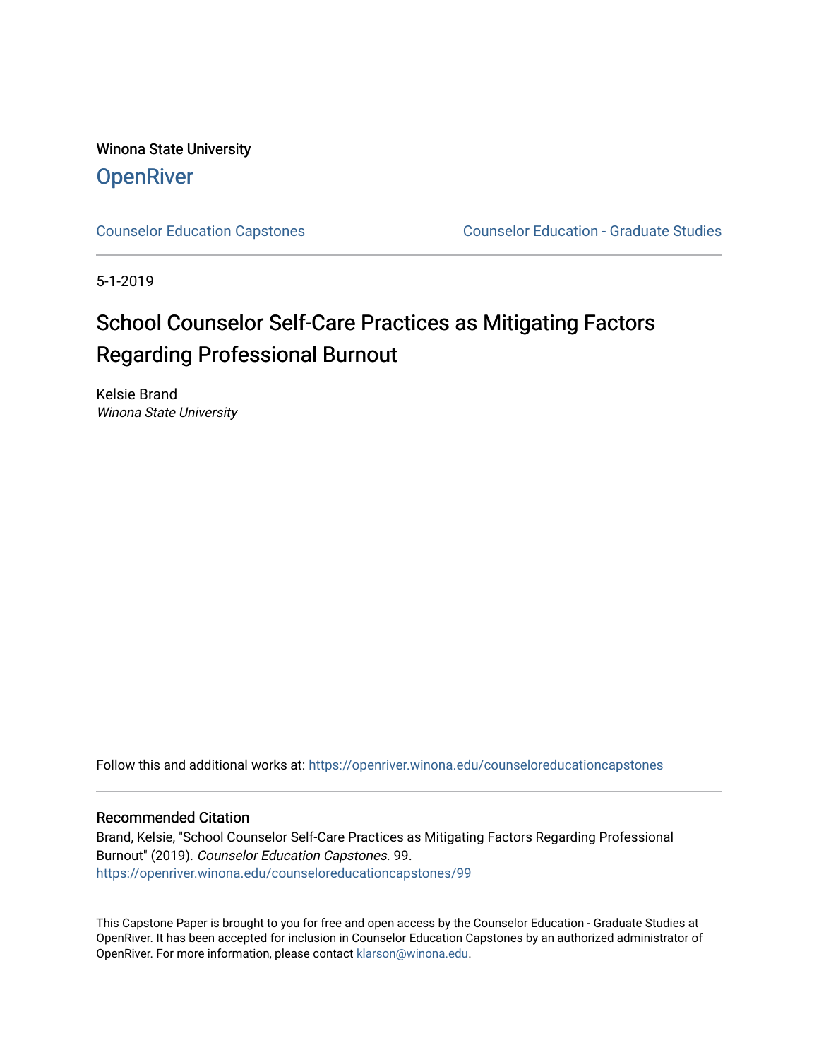Winona State University

# OpenRiver

Counselor Education Capstones | Counselor Education - Graduate Studies

5-1-2019

## School Counselor Self-Care Practices as Mitigating Factors Regarding Professional Burnout

Kelsie Brand
*Winona State University*

Follow this and additional works at: https://openriver.winona.edu/counseloreducationcapstones

### Recommended Citation

Brand, Kelsie, "School Counselor Self-Care Practices as Mitigating Factors Regarding Professional Burnout" (2019). *Counselor Education Capstones*. 99.
https://openriver.winona.edu/counseloreducationcapstones/99

This Capstone Paper is brought to you for free and open access by the Counselor Education - Graduate Studies at OpenRiver. It has been accepted for inclusion in Counselor Education Capstones by an authorized administrator of OpenRiver. For more information, please contact klarson@winona.edu.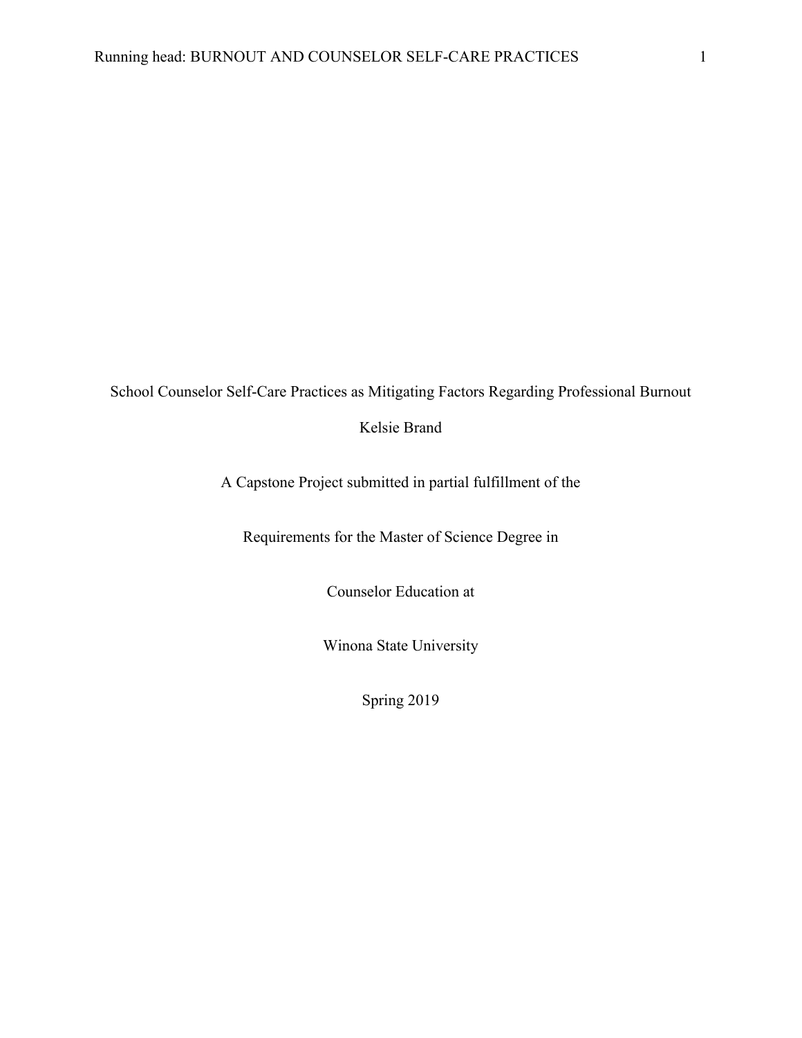# School Counselor Self-Care Practices as Mitigating Factors Regarding Professional Burnout

Kelsie Brand

A Capstone Project submitted in partial fulfillment of the

Requirements for the Master of Science Degree in

Counselor Education at

Winona State University

Spring 2019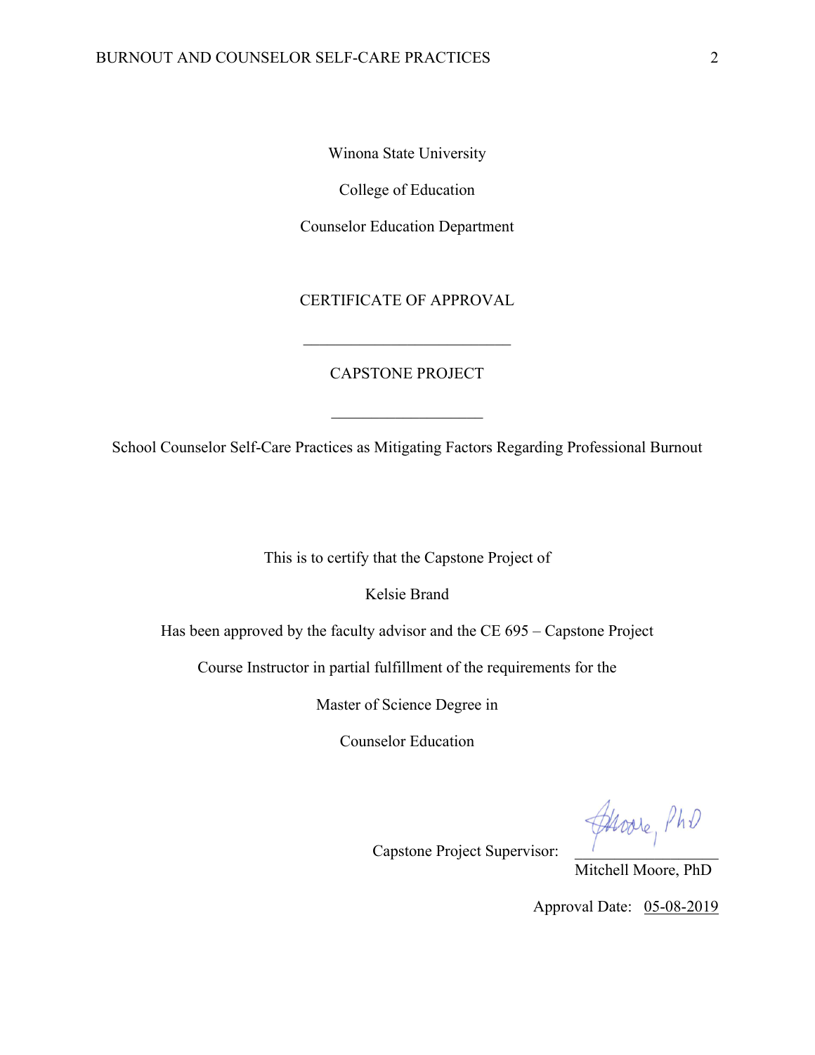Winona State University

College of Education

Counselor Education Department

CERTIFICATE OF APPROVAL

---

CAPSTONE PROJECT

---

School Counselor Self-Care Practices as Mitigating Factors Regarding Professional Burnout

This is to certify that the Capstone Project of

Kelsie Brand

Has been approved by the faculty advisor and the CE 695 – Capstone Project

Course Instructor in partial fulfillment of the requirements for the

Master of Science Degree in

Counselor Education

Capstone Project Supervisor: Moore, PhD

Mitchell Moore, PhD

Approval Date: 05-08-2019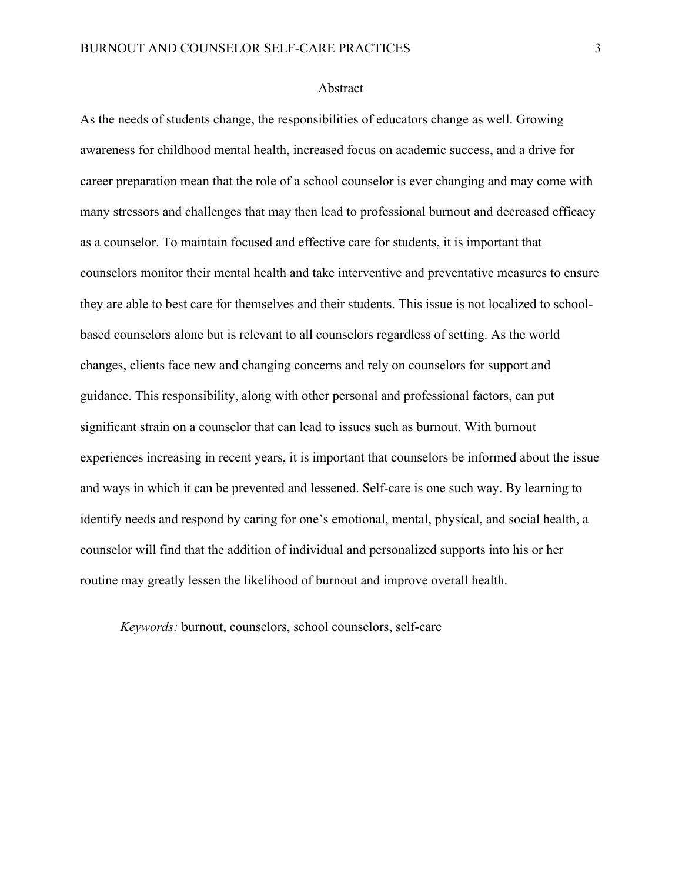# Abstract

As the needs of students change, the responsibilities of educators change as well. Growing awareness for childhood mental health, increased focus on academic success, and a drive for career preparation mean that the role of a school counselor is ever changing and may come with many stressors and challenges that may then lead to professional burnout and decreased efficacy as a counselor. To maintain focused and effective care for students, it is important that counselors monitor their mental health and take interventive and preventative measures to ensure they are able to best care for themselves and their students. This issue is not localized to school-based counselors alone but is relevant to all counselors regardless of setting. As the world changes, clients face new and changing concerns and rely on counselors for support and guidance. This responsibility, along with other personal and professional factors, can put significant strain on a counselor that can lead to issues such as burnout. With burnout experiences increasing in recent years, it is important that counselors be informed about the issue and ways in which it can be prevented and lessened. Self-care is one such way. By learning to identify needs and respond by caring for one's emotional, mental, physical, and social health, a counselor will find that the addition of individual and personalized supports into his or her routine may greatly lessen the likelihood of burnout and improve overall health.

*Keywords:* burnout, counselors, school counselors, self-care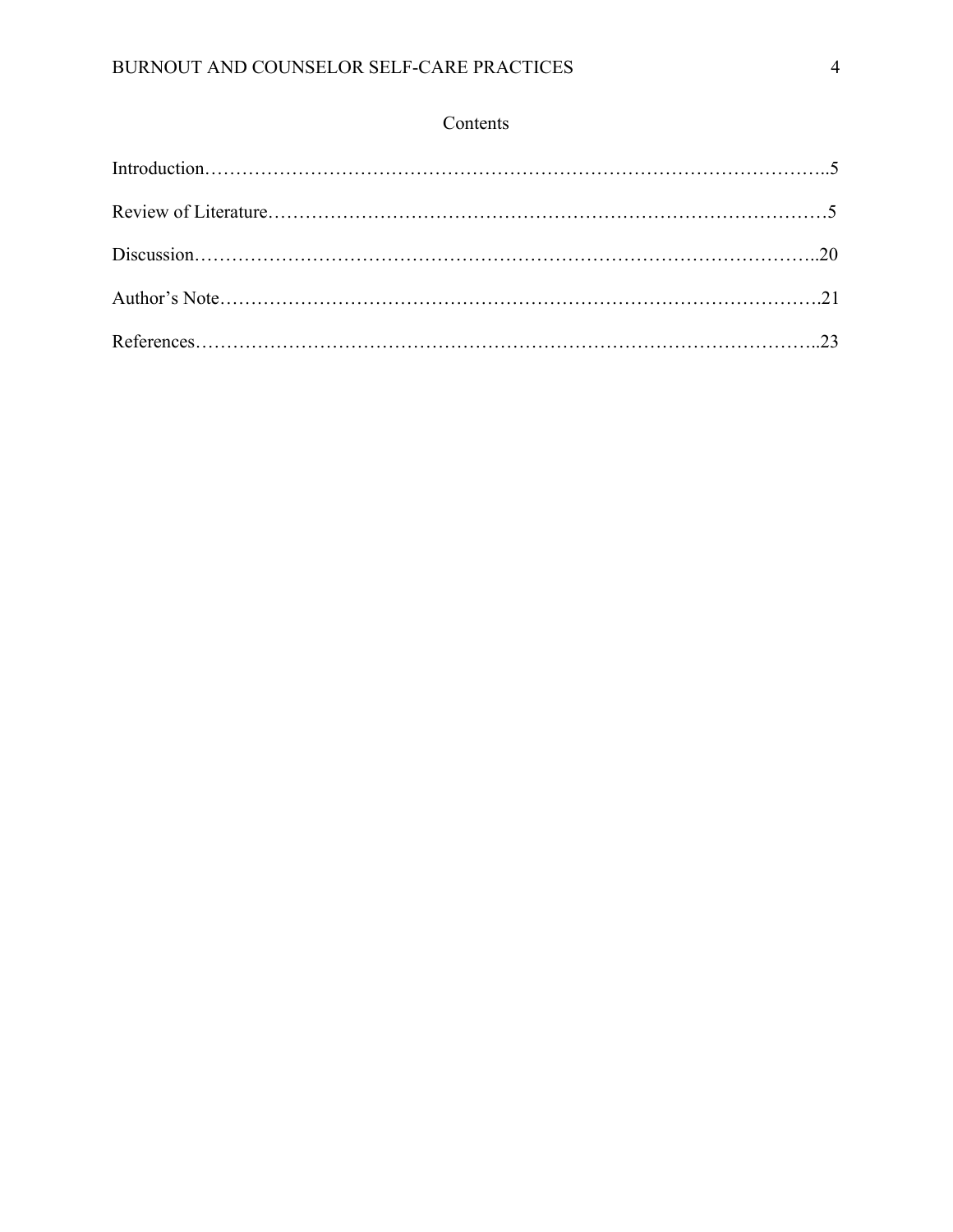# Contents

Introduction……………………………………………………………………………………..5

Review of Literature……………………………………………………………………………5

Discussion……………………………………………………………………………………..20

Author's Note………………………………………………………………………………….21

References……………………………………………………………………………………..23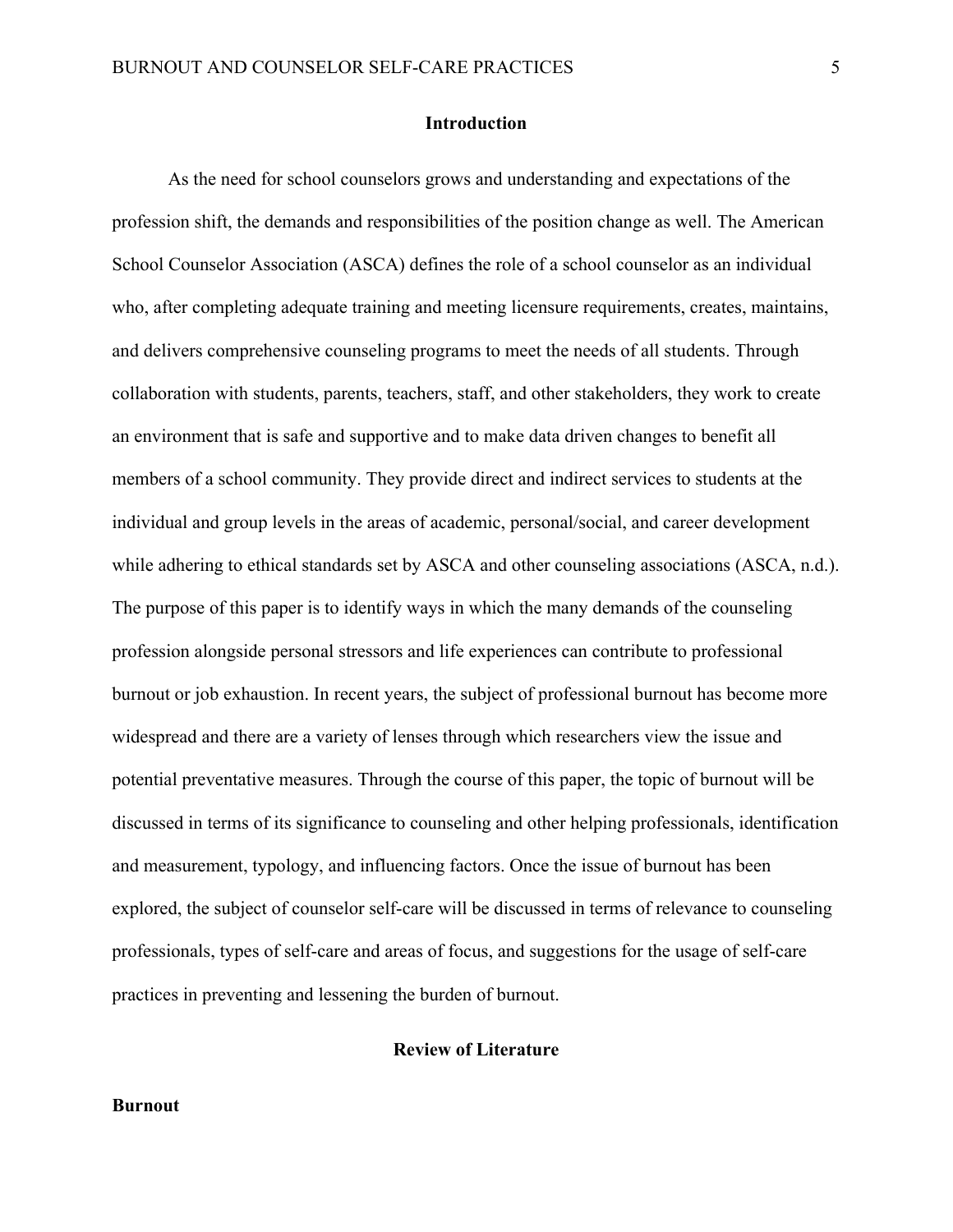## Introduction

As the need for school counselors grows and understanding and expectations of the profession shift, the demands and responsibilities of the position change as well. The American School Counselor Association (ASCA) defines the role of a school counselor as an individual who, after completing adequate training and meeting licensure requirements, creates, maintains, and delivers comprehensive counseling programs to meet the needs of all students. Through collaboration with students, parents, teachers, staff, and other stakeholders, they work to create an environment that is safe and supportive and to make data driven changes to benefit all members of a school community. They provide direct and indirect services to students at the individual and group levels in the areas of academic, personal/social, and career development while adhering to ethical standards set by ASCA and other counseling associations (ASCA, n.d.). The purpose of this paper is to identify ways in which the many demands of the counseling profession alongside personal stressors and life experiences can contribute to professional burnout or job exhaustion. In recent years, the subject of professional burnout has become more widespread and there are a variety of lenses through which researchers view the issue and potential preventative measures. Through the course of this paper, the topic of burnout will be discussed in terms of its significance to counseling and other helping professionals, identification and measurement, typology, and influencing factors. Once the issue of burnout has been explored, the subject of counselor self-care will be discussed in terms of relevance to counseling professionals, types of self-care and areas of focus, and suggestions for the usage of self-care practices in preventing and lessening the burden of burnout.

## Review of Literature

### Burnout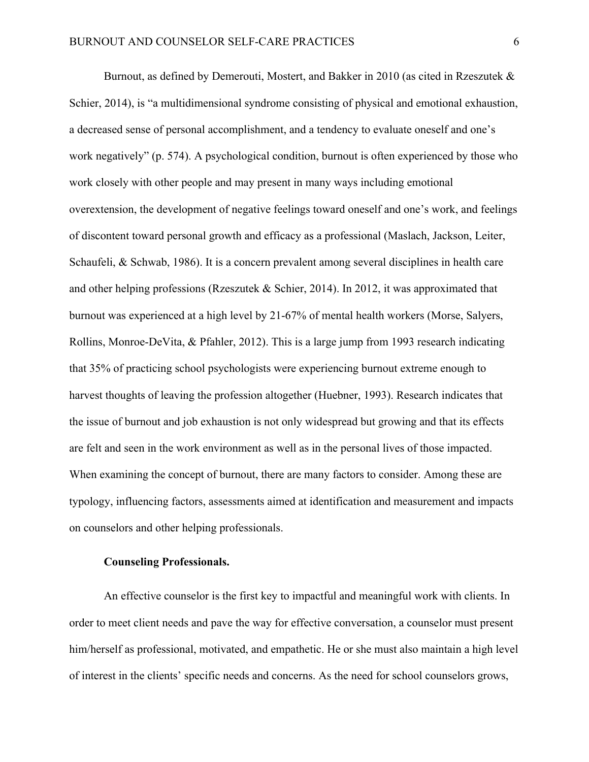Burnout, as defined by Demerouti, Mostert, and Bakker in 2010 (as cited in Rzeszutek & Schier, 2014), is "a multidimensional syndrome consisting of physical and emotional exhaustion, a decreased sense of personal accomplishment, and a tendency to evaluate oneself and one's work negatively" (p. 574). A psychological condition, burnout is often experienced by those who work closely with other people and may present in many ways including emotional overextension, the development of negative feelings toward oneself and one's work, and feelings of discontent toward personal growth and efficacy as a professional (Maslach, Jackson, Leiter, Schaufeli, & Schwab, 1986). It is a concern prevalent among several disciplines in health care and other helping professions (Rzeszutek & Schier, 2014). In 2012, it was approximated that burnout was experienced at a high level by 21-67% of mental health workers (Morse, Salyers, Rollins, Monroe-DeVita, & Pfahler, 2012). This is a large jump from 1993 research indicating that 35% of practicing school psychologists were experiencing burnout extreme enough to harvest thoughts of leaving the profession altogether (Huebner, 1993). Research indicates that the issue of burnout and job exhaustion is not only widespread but growing and that its effects are felt and seen in the work environment as well as in the personal lives of those impacted. When examining the concept of burnout, there are many factors to consider. Among these are typology, influencing factors, assessments aimed at identification and measurement and impacts on counselors and other helping professionals.

**Counseling Professionals.**

An effective counselor is the first key to impactful and meaningful work with clients. In order to meet client needs and pave the way for effective conversation, a counselor must present him/herself as professional, motivated, and empathetic. He or she must also maintain a high level of interest in the clients' specific needs and concerns. As the need for school counselors grows,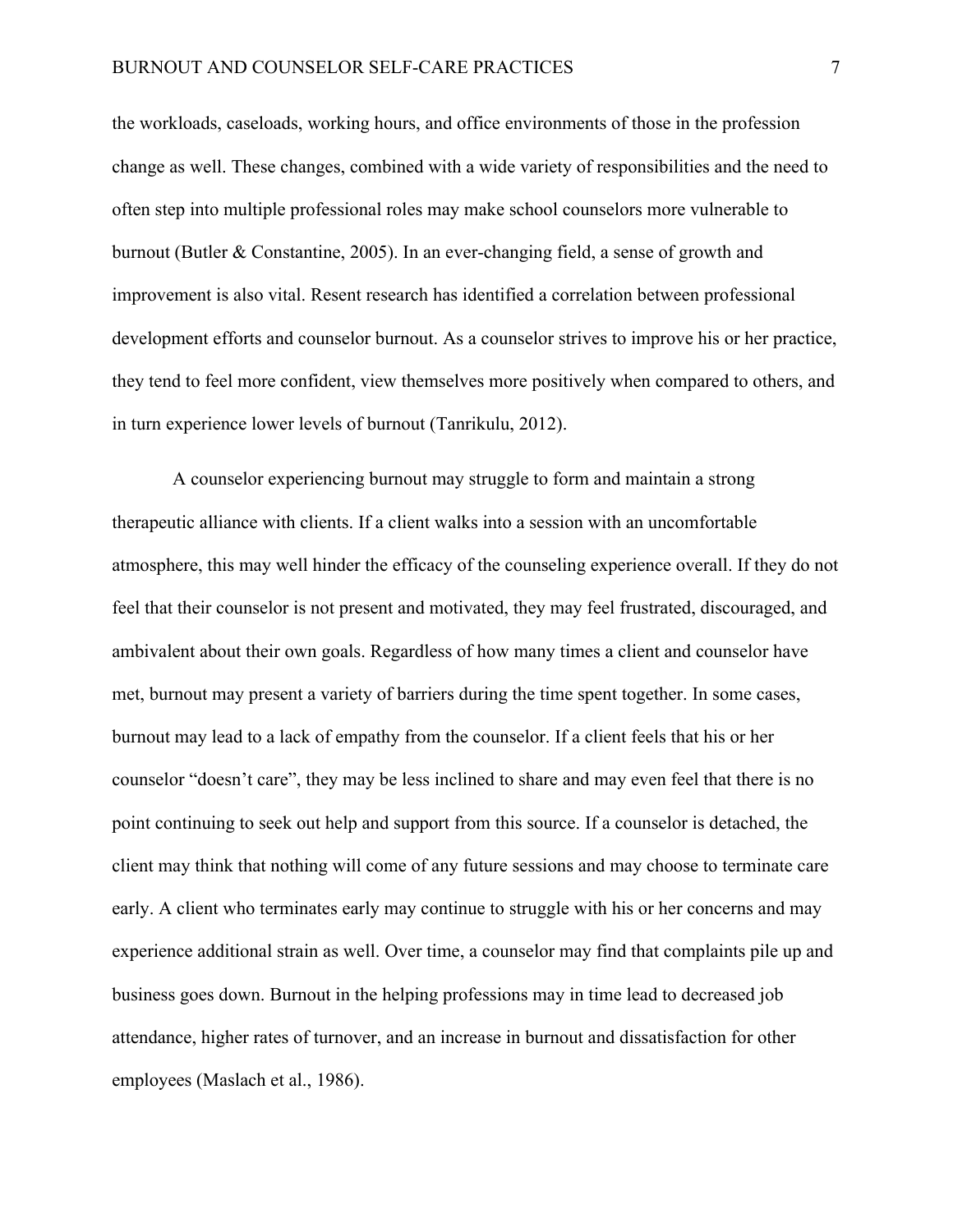the workloads, caseloads, working hours, and office environments of those in the profession change as well. These changes, combined with a wide variety of responsibilities and the need to often step into multiple professional roles may make school counselors more vulnerable to burnout (Butler & Constantine, 2005). In an ever-changing field, a sense of growth and improvement is also vital. Resent research has identified a correlation between professional development efforts and counselor burnout. As a counselor strives to improve his or her practice, they tend to feel more confident, view themselves more positively when compared to others, and in turn experience lower levels of burnout (Tanrikulu, 2012).

A counselor experiencing burnout may struggle to form and maintain a strong therapeutic alliance with clients. If a client walks into a session with an uncomfortable atmosphere, this may well hinder the efficacy of the counseling experience overall. If they do not feel that their counselor is not present and motivated, they may feel frustrated, discouraged, and ambivalent about their own goals. Regardless of how many times a client and counselor have met, burnout may present a variety of barriers during the time spent together. In some cases, burnout may lead to a lack of empathy from the counselor. If a client feels that his or her counselor "doesn't care", they may be less inclined to share and may even feel that there is no point continuing to seek out help and support from this source. If a counselor is detached, the client may think that nothing will come of any future sessions and may choose to terminate care early. A client who terminates early may continue to struggle with his or her concerns and may experience additional strain as well. Over time, a counselor may find that complaints pile up and business goes down. Burnout in the helping professions may in time lead to decreased job attendance, higher rates of turnover, and an increase in burnout and dissatisfaction for other employees (Maslach et al., 1986).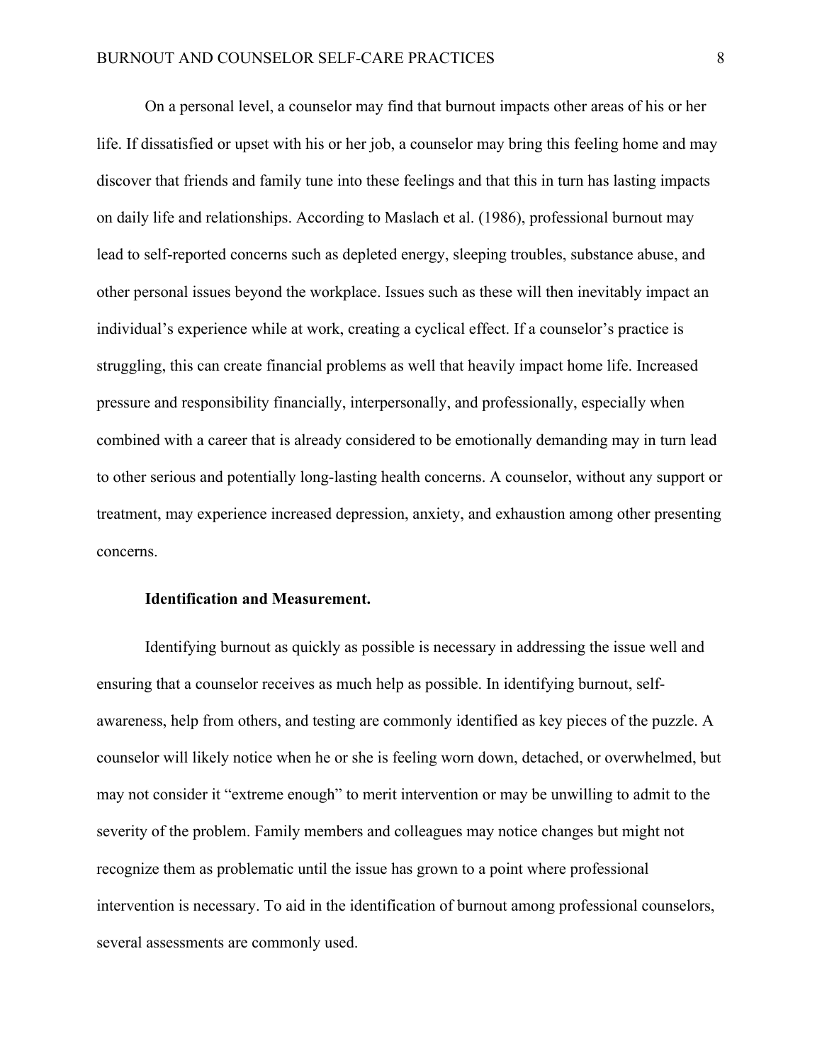On a personal level, a counselor may find that burnout impacts other areas of his or her life. If dissatisfied or upset with his or her job, a counselor may bring this feeling home and may discover that friends and family tune into these feelings and that this in turn has lasting impacts on daily life and relationships. According to Maslach et al. (1986), professional burnout may lead to self-reported concerns such as depleted energy, sleeping troubles, substance abuse, and other personal issues beyond the workplace. Issues such as these will then inevitably impact an individual's experience while at work, creating a cyclical effect. If a counselor's practice is struggling, this can create financial problems as well that heavily impact home life. Increased pressure and responsibility financially, interpersonally, and professionally, especially when combined with a career that is already considered to be emotionally demanding may in turn lead to other serious and potentially long-lasting health concerns. A counselor, without any support or treatment, may experience increased depression, anxiety, and exhaustion among other presenting concerns.

**Identification and Measurement.**

Identifying burnout as quickly as possible is necessary in addressing the issue well and ensuring that a counselor receives as much help as possible. In identifying burnout, self-awareness, help from others, and testing are commonly identified as key pieces of the puzzle. A counselor will likely notice when he or she is feeling worn down, detached, or overwhelmed, but may not consider it "extreme enough" to merit intervention or may be unwilling to admit to the severity of the problem. Family members and colleagues may notice changes but might not recognize them as problematic until the issue has grown to a point where professional intervention is necessary. To aid in the identification of burnout among professional counselors, several assessments are commonly used.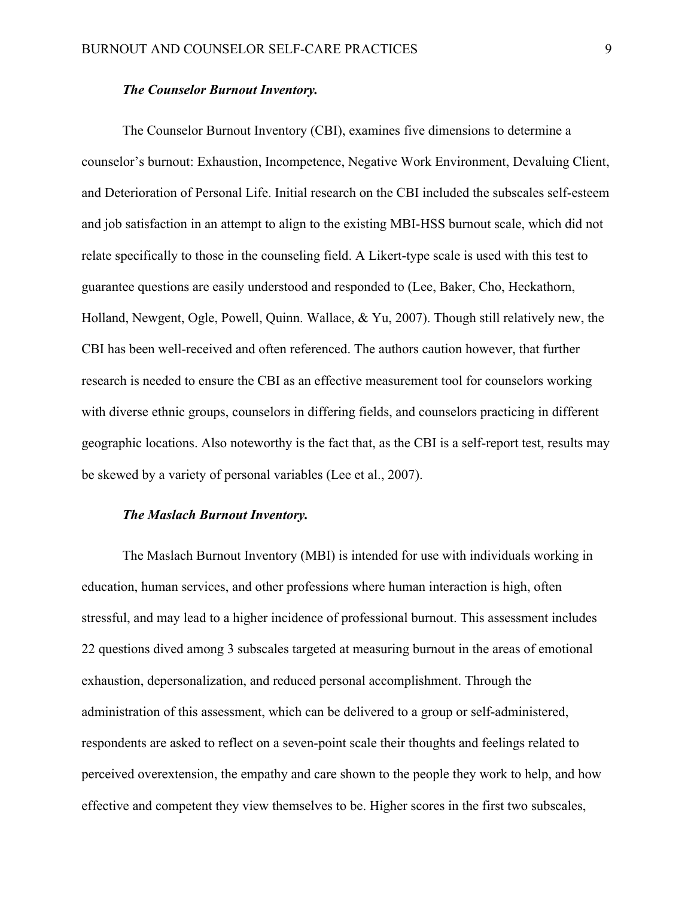### *The Counselor Burnout Inventory.*

The Counselor Burnout Inventory (CBI), examines five dimensions to determine a counselor's burnout: Exhaustion, Incompetence, Negative Work Environment, Devaluing Client, and Deterioration of Personal Life. Initial research on the CBI included the subscales self-esteem and job satisfaction in an attempt to align to the existing MBI-HSS burnout scale, which did not relate specifically to those in the counseling field. A Likert-type scale is used with this test to guarantee questions are easily understood and responded to (Lee, Baker, Cho, Heckathorn, Holland, Newgent, Ogle, Powell, Quinn. Wallace, & Yu, 2007). Though still relatively new, the CBI has been well-received and often referenced. The authors caution however, that further research is needed to ensure the CBI as an effective measurement tool for counselors working with diverse ethnic groups, counselors in differing fields, and counselors practicing in different geographic locations. Also noteworthy is the fact that, as the CBI is a self-report test, results may be skewed by a variety of personal variables (Lee et al., 2007).

### *The Maslach Burnout Inventory.*

The Maslach Burnout Inventory (MBI) is intended for use with individuals working in education, human services, and other professions where human interaction is high, often stressful, and may lead to a higher incidence of professional burnout. This assessment includes 22 questions dived among 3 subscales targeted at measuring burnout in the areas of emotional exhaustion, depersonalization, and reduced personal accomplishment. Through the administration of this assessment, which can be delivered to a group or self-administered, respondents are asked to reflect on a seven-point scale their thoughts and feelings related to perceived overextension, the empathy and care shown to the people they work to help, and how effective and competent they view themselves to be. Higher scores in the first two subscales,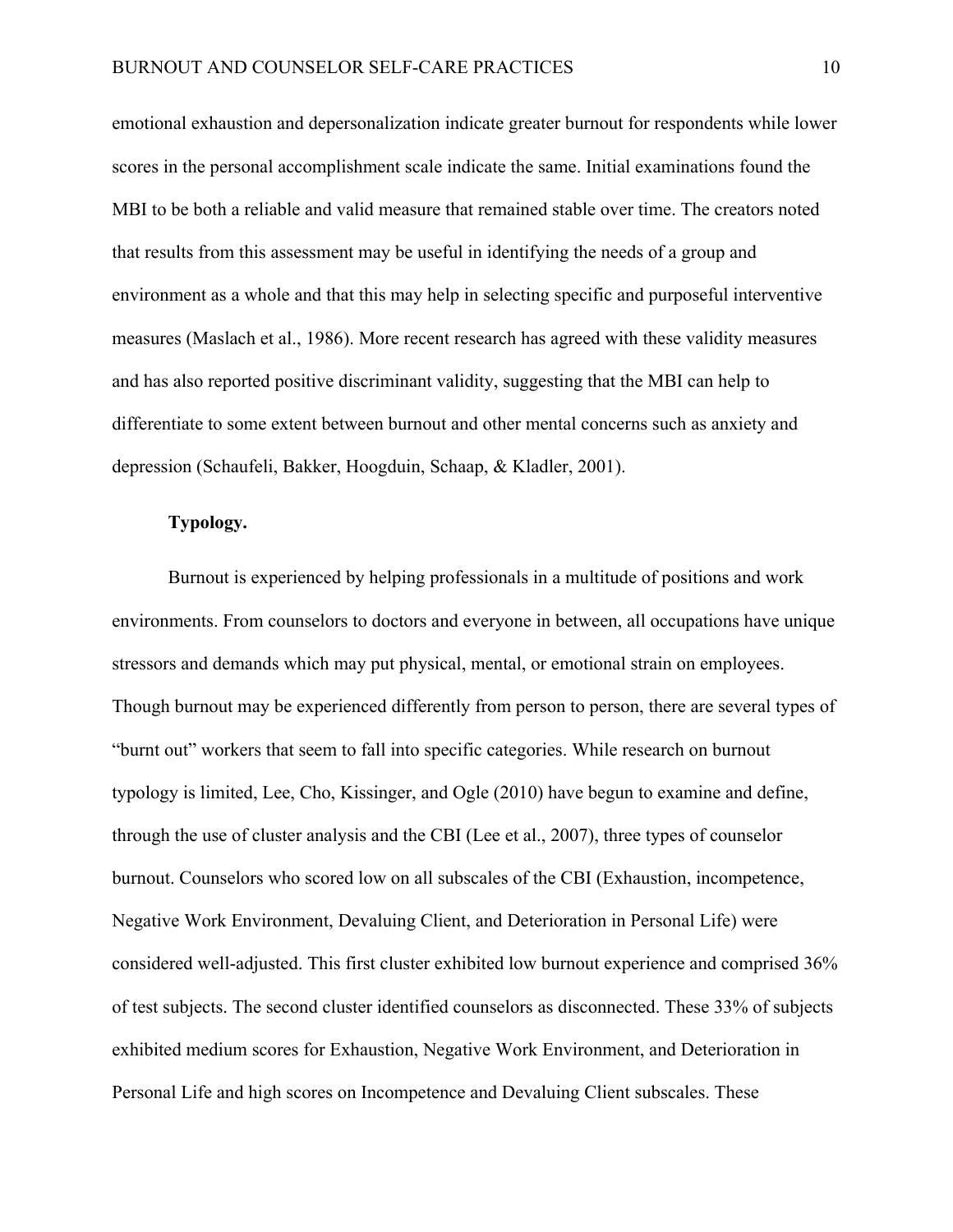emotional exhaustion and depersonalization indicate greater burnout for respondents while lower scores in the personal accomplishment scale indicate the same. Initial examinations found the MBI to be both a reliable and valid measure that remained stable over time. The creators noted that results from this assessment may be useful in identifying the needs of a group and environment as a whole and that this may help in selecting specific and purposeful interventive measures (Maslach et al., 1986). More recent research has agreed with these validity measures and has also reported positive discriminant validity, suggesting that the MBI can help to differentiate to some extent between burnout and other mental concerns such as anxiety and depression (Schaufeli, Bakker, Hoogduin, Schaap, & Kladler, 2001).

**Typology.**

Burnout is experienced by helping professionals in a multitude of positions and work environments. From counselors to doctors and everyone in between, all occupations have unique stressors and demands which may put physical, mental, or emotional strain on employees. Though burnout may be experienced differently from person to person, there are several types of "burnt out" workers that seem to fall into specific categories. While research on burnout typology is limited, Lee, Cho, Kissinger, and Ogle (2010) have begun to examine and define, through the use of cluster analysis and the CBI (Lee et al., 2007), three types of counselor burnout. Counselors who scored low on all subscales of the CBI (Exhaustion, incompetence, Negative Work Environment, Devaluing Client, and Deterioration in Personal Life) were considered well-adjusted. This first cluster exhibited low burnout experience and comprised 36% of test subjects. The second cluster identified counselors as disconnected. These 33% of subjects exhibited medium scores for Exhaustion, Negative Work Environment, and Deterioration in Personal Life and high scores on Incompetence and Devaluing Client subscales. These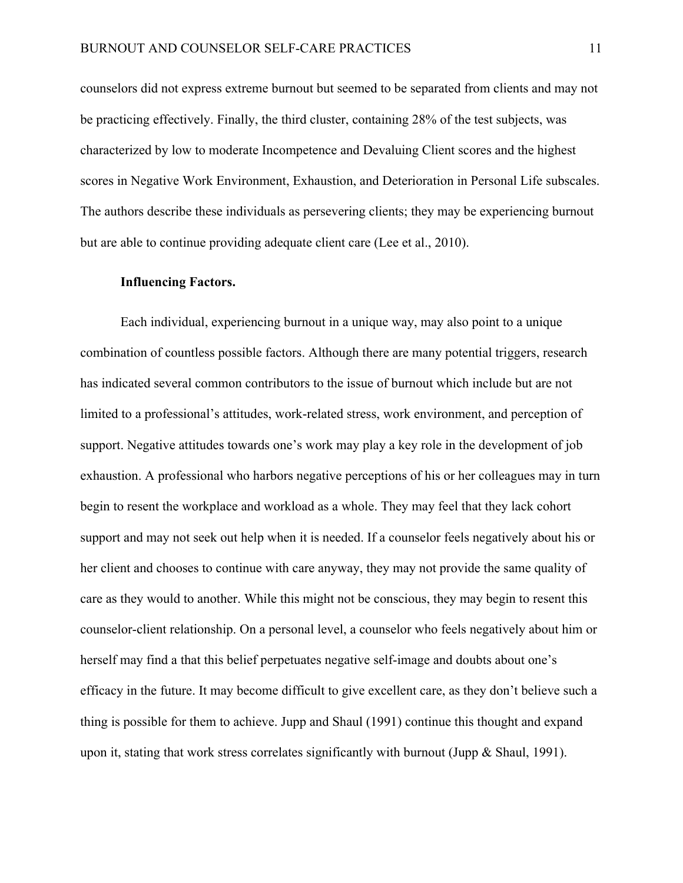counselors did not express extreme burnout but seemed to be separated from clients and may not be practicing effectively. Finally, the third cluster, containing 28% of the test subjects, was characterized by low to moderate Incompetence and Devaluing Client scores and the highest scores in Negative Work Environment, Exhaustion, and Deterioration in Personal Life subscales. The authors describe these individuals as persevering clients; they may be experiencing burnout but are able to continue providing adequate client care (Lee et al., 2010).

**Influencing Factors.**

Each individual, experiencing burnout in a unique way, may also point to a unique combination of countless possible factors. Although there are many potential triggers, research has indicated several common contributors to the issue of burnout which include but are not limited to a professional's attitudes, work-related stress, work environment, and perception of support. Negative attitudes towards one's work may play a key role in the development of job exhaustion. A professional who harbors negative perceptions of his or her colleagues may in turn begin to resent the workplace and workload as a whole. They may feel that they lack cohort support and may not seek out help when it is needed. If a counselor feels negatively about his or her client and chooses to continue with care anyway, they may not provide the same quality of care as they would to another. While this might not be conscious, they may begin to resent this counselor-client relationship. On a personal level, a counselor who feels negatively about him or herself may find a that this belief perpetuates negative self-image and doubts about one's efficacy in the future. It may become difficult to give excellent care, as they don't believe such a thing is possible for them to achieve. Jupp and Shaul (1991) continue this thought and expand upon it, stating that work stress correlates significantly with burnout (Jupp & Shaul, 1991).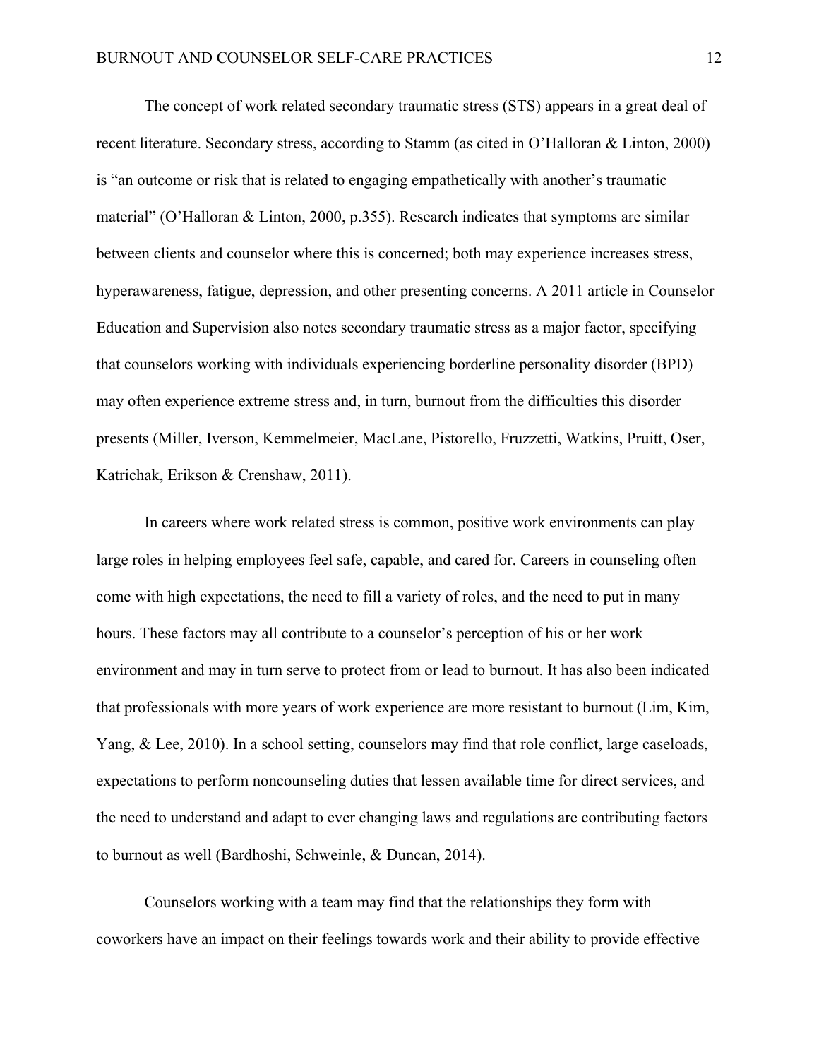The concept of work related secondary traumatic stress (STS) appears in a great deal of recent literature. Secondary stress, according to Stamm (as cited in O'Halloran & Linton, 2000) is "an outcome or risk that is related to engaging empathetically with another's traumatic material" (O'Halloran & Linton, 2000, p.355). Research indicates that symptoms are similar between clients and counselor where this is concerned; both may experience increases stress, hyperawareness, fatigue, depression, and other presenting concerns. A 2011 article in Counselor Education and Supervision also notes secondary traumatic stress as a major factor, specifying that counselors working with individuals experiencing borderline personality disorder (BPD) may often experience extreme stress and, in turn, burnout from the difficulties this disorder presents (Miller, Iverson, Kemmelmeier, MacLane, Pistorello, Fruzzetti, Watkins, Pruitt, Oser, Katrichak, Erikson & Crenshaw, 2011).

In careers where work related stress is common, positive work environments can play large roles in helping employees feel safe, capable, and cared for. Careers in counseling often come with high expectations, the need to fill a variety of roles, and the need to put in many hours. These factors may all contribute to a counselor's perception of his or her work environment and may in turn serve to protect from or lead to burnout. It has also been indicated that professionals with more years of work experience are more resistant to burnout (Lim, Kim, Yang, & Lee, 2010). In a school setting, counselors may find that role conflict, large caseloads, expectations to perform noncounseling duties that lessen available time for direct services, and the need to understand and adapt to ever changing laws and regulations are contributing factors to burnout as well (Bardhoshi, Schweinle, & Duncan, 2014).

Counselors working with a team may find that the relationships they form with coworkers have an impact on their feelings towards work and their ability to provide effective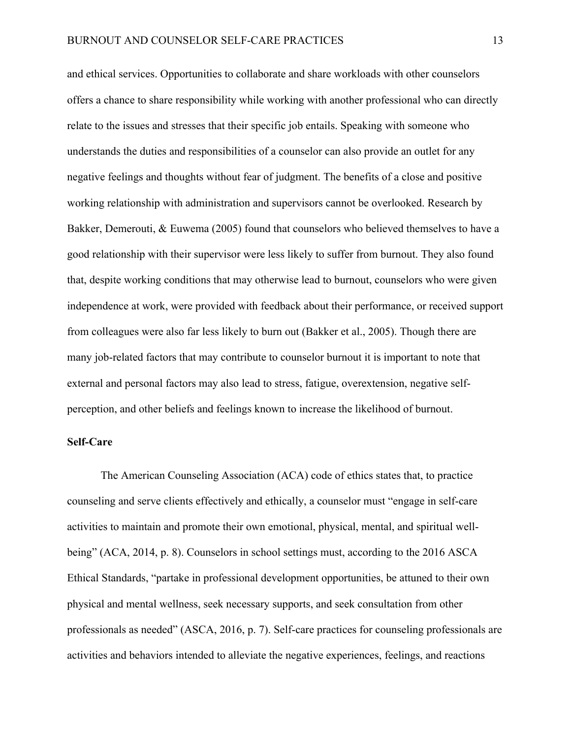and ethical services. Opportunities to collaborate and share workloads with other counselors offers a chance to share responsibility while working with another professional who can directly relate to the issues and stresses that their specific job entails. Speaking with someone who understands the duties and responsibilities of a counselor can also provide an outlet for any negative feelings and thoughts without fear of judgment. The benefits of a close and positive working relationship with administration and supervisors cannot be overlooked. Research by Bakker, Demerouti, & Euwema (2005) found that counselors who believed themselves to have a good relationship with their supervisor were less likely to suffer from burnout. They also found that, despite working conditions that may otherwise lead to burnout, counselors who were given independence at work, were provided with feedback about their performance, or received support from colleagues were also far less likely to burn out (Bakker et al., 2005). Though there are many job-related factors that may contribute to counselor burnout it is important to note that external and personal factors may also lead to stress, fatigue, overextension, negative self-perception, and other beliefs and feelings known to increase the likelihood of burnout.

**Self-Care**

The American Counseling Association (ACA) code of ethics states that, to practice counseling and serve clients effectively and ethically, a counselor must "engage in self-care activities to maintain and promote their own emotional, physical, mental, and spiritual well-being" (ACA, 2014, p. 8). Counselors in school settings must, according to the 2016 ASCA Ethical Standards, "partake in professional development opportunities, be attuned to their own physical and mental wellness, seek necessary supports, and seek consultation from other professionals as needed" (ASCA, 2016, p. 7). Self-care practices for counseling professionals are activities and behaviors intended to alleviate the negative experiences, feelings, and reactions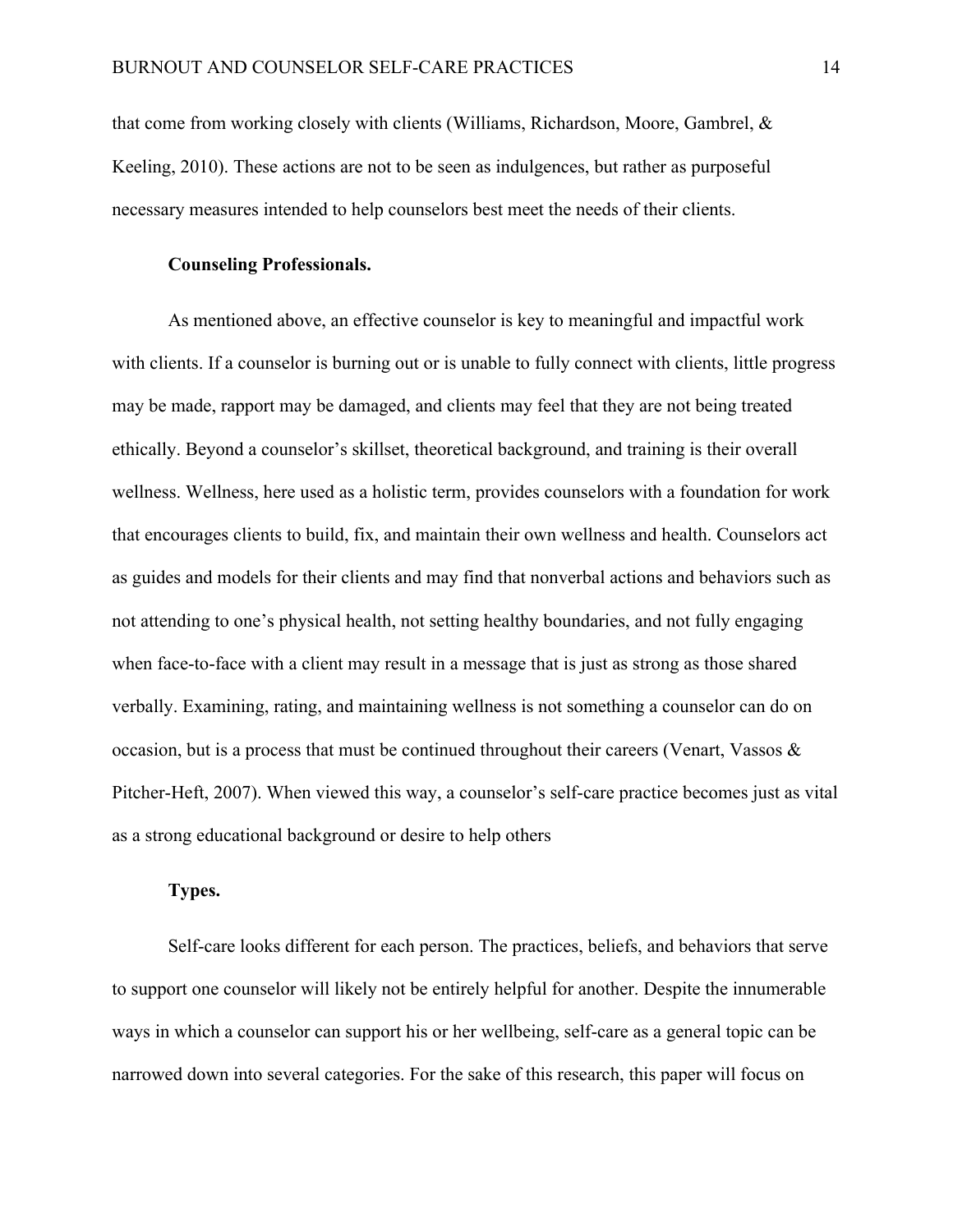that come from working closely with clients (Williams, Richardson, Moore, Gambrel, & Keeling, 2010). These actions are not to be seen as indulgences, but rather as purposeful necessary measures intended to help counselors best meet the needs of their clients.

**Counseling Professionals.**

As mentioned above, an effective counselor is key to meaningful and impactful work with clients. If a counselor is burning out or is unable to fully connect with clients, little progress may be made, rapport may be damaged, and clients may feel that they are not being treated ethically. Beyond a counselor's skillset, theoretical background, and training is their overall wellness. Wellness, here used as a holistic term, provides counselors with a foundation for work that encourages clients to build, fix, and maintain their own wellness and health. Counselors act as guides and models for their clients and may find that nonverbal actions and behaviors such as not attending to one's physical health, not setting healthy boundaries, and not fully engaging when face-to-face with a client may result in a message that is just as strong as those shared verbally. Examining, rating, and maintaining wellness is not something a counselor can do on occasion, but is a process that must be continued throughout their careers (Venart, Vassos & Pitcher-Heft, 2007). When viewed this way, a counselor's self-care practice becomes just as vital as a strong educational background or desire to help others

**Types.**

Self-care looks different for each person. The practices, beliefs, and behaviors that serve to support one counselor will likely not be entirely helpful for another. Despite the innumerable ways in which a counselor can support his or her wellbeing, self-care as a general topic can be narrowed down into several categories. For the sake of this research, this paper will focus on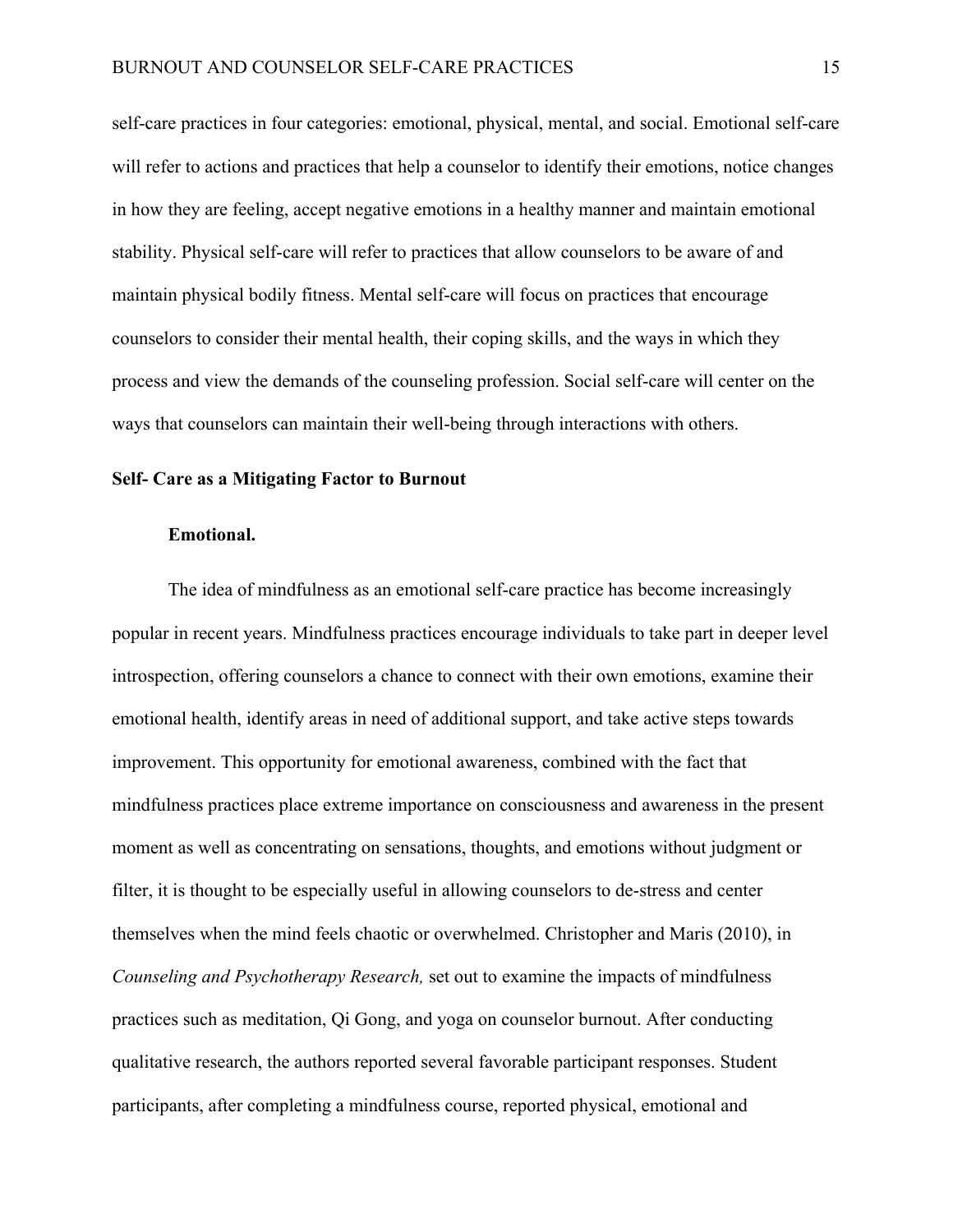self-care practices in four categories: emotional, physical, mental, and social. Emotional self-care will refer to actions and practices that help a counselor to identify their emotions, notice changes in how they are feeling, accept negative emotions in a healthy manner and maintain emotional stability. Physical self-care will refer to practices that allow counselors to be aware of and maintain physical bodily fitness. Mental self-care will focus on practices that encourage counselors to consider their mental health, their coping skills, and the ways in which they process and view the demands of the counseling profession. Social self-care will center on the ways that counselors can maintain their well-being through interactions with others.

## Self- Care as a Mitigating Factor to Burnout

### Emotional.

The idea of mindfulness as an emotional self-care practice has become increasingly popular in recent years. Mindfulness practices encourage individuals to take part in deeper level introspection, offering counselors a chance to connect with their own emotions, examine their emotional health, identify areas in need of additional support, and take active steps towards improvement. This opportunity for emotional awareness, combined with the fact that mindfulness practices place extreme importance on consciousness and awareness in the present moment as well as concentrating on sensations, thoughts, and emotions without judgment or filter, it is thought to be especially useful in allowing counselors to de-stress and center themselves when the mind feels chaotic or overwhelmed. Christopher and Maris (2010), in *Counseling and Psychotherapy Research,* set out to examine the impacts of mindfulness practices such as meditation, Qi Gong, and yoga on counselor burnout. After conducting qualitative research, the authors reported several favorable participant responses. Student participants, after completing a mindfulness course, reported physical, emotional and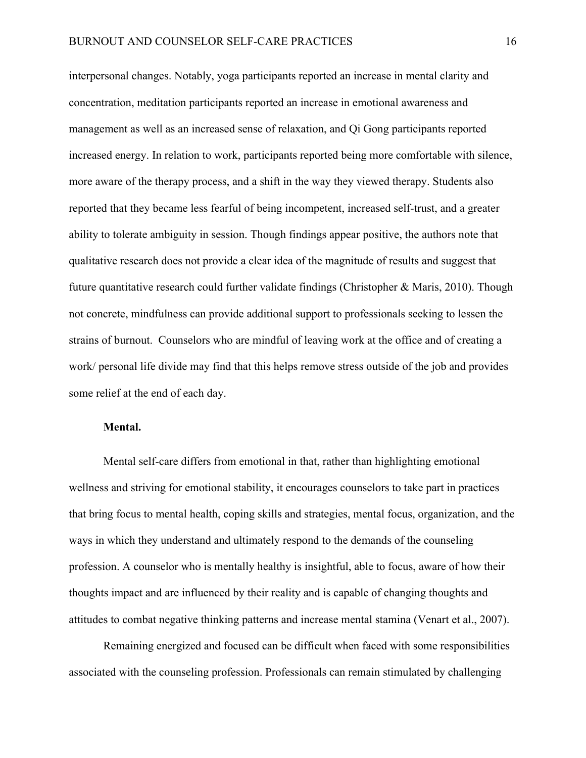interpersonal changes. Notably, yoga participants reported an increase in mental clarity and concentration, meditation participants reported an increase in emotional awareness and management as well as an increased sense of relaxation, and Qi Gong participants reported increased energy. In relation to work, participants reported being more comfortable with silence, more aware of the therapy process, and a shift in the way they viewed therapy. Students also reported that they became less fearful of being incompetent, increased self-trust, and a greater ability to tolerate ambiguity in session. Though findings appear positive, the authors note that qualitative research does not provide a clear idea of the magnitude of results and suggest that future quantitative research could further validate findings (Christopher & Maris, 2010). Though not concrete, mindfulness can provide additional support to professionals seeking to lessen the strains of burnout. Counselors who are mindful of leaving work at the office and of creating a work/ personal life divide may find that this helps remove stress outside of the job and provides some relief at the end of each day.

**Mental.**

Mental self-care differs from emotional in that, rather than highlighting emotional wellness and striving for emotional stability, it encourages counselors to take part in practices that bring focus to mental health, coping skills and strategies, mental focus, organization, and the ways in which they understand and ultimately respond to the demands of the counseling profession. A counselor who is mentally healthy is insightful, able to focus, aware of how their thoughts impact and are influenced by their reality and is capable of changing thoughts and attitudes to combat negative thinking patterns and increase mental stamina (Venart et al., 2007).

Remaining energized and focused can be difficult when faced with some responsibilities associated with the counseling profession. Professionals can remain stimulated by challenging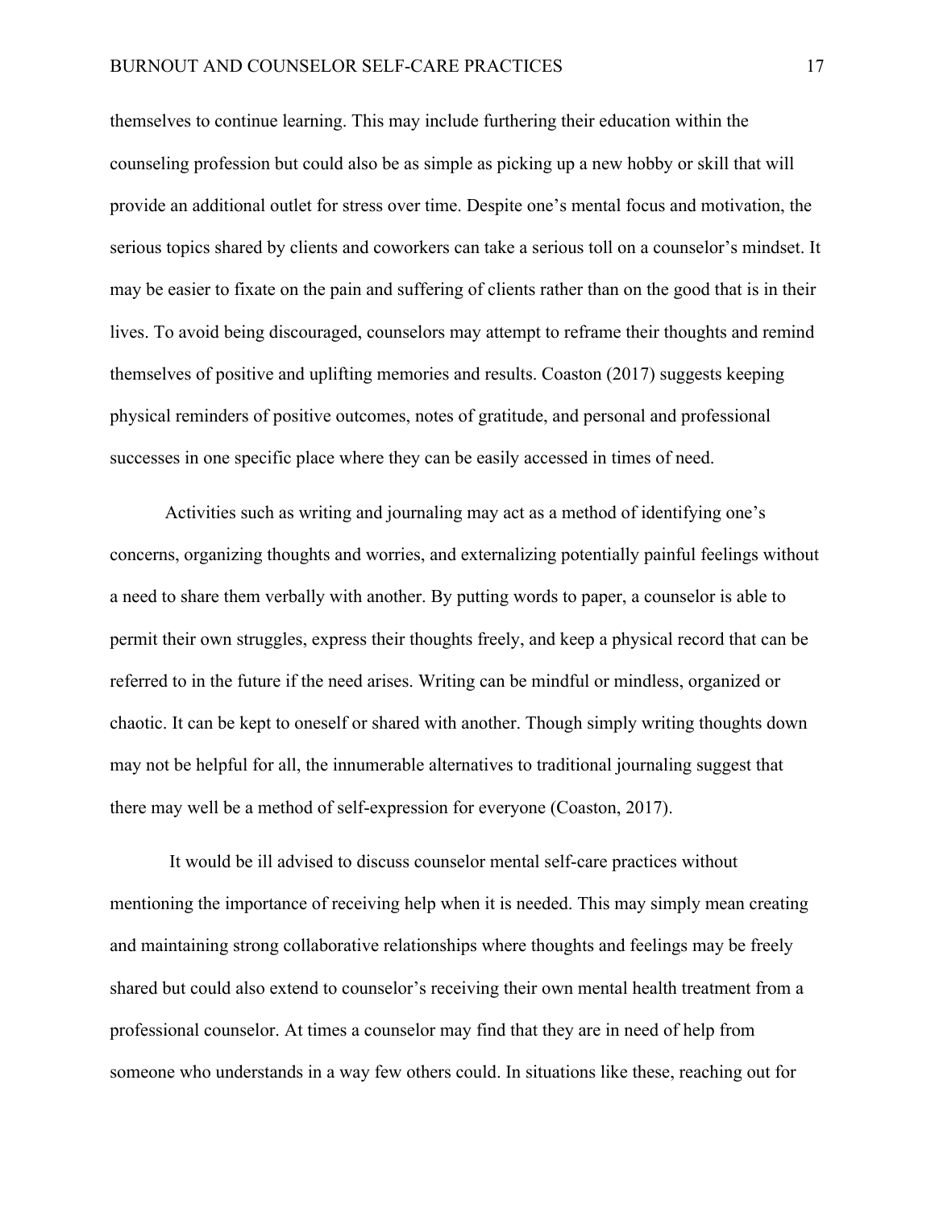themselves to continue learning. This may include furthering their education within the counseling profession but could also be as simple as picking up a new hobby or skill that will provide an additional outlet for stress over time. Despite one's mental focus and motivation, the serious topics shared by clients and coworkers can take a serious toll on a counselor's mindset. It may be easier to fixate on the pain and suffering of clients rather than on the good that is in their lives. To avoid being discouraged, counselors may attempt to reframe their thoughts and remind themselves of positive and uplifting memories and results. Coaston (2017) suggests keeping physical reminders of positive outcomes, notes of gratitude, and personal and professional successes in one specific place where they can be easily accessed in times of need.

Activities such as writing and journaling may act as a method of identifying one's concerns, organizing thoughts and worries, and externalizing potentially painful feelings without a need to share them verbally with another. By putting words to paper, a counselor is able to permit their own struggles, express their thoughts freely, and keep a physical record that can be referred to in the future if the need arises. Writing can be mindful or mindless, organized or chaotic. It can be kept to oneself or shared with another. Though simply writing thoughts down may not be helpful for all, the innumerable alternatives to traditional journaling suggest that there may well be a method of self-expression for everyone (Coaston, 2017).

It would be ill advised to discuss counselor mental self-care practices without mentioning the importance of receiving help when it is needed. This may simply mean creating and maintaining strong collaborative relationships where thoughts and feelings may be freely shared but could also extend to counselor's receiving their own mental health treatment from a professional counselor. At times a counselor may find that they are in need of help from someone who understands in a way few others could. In situations like these, reaching out for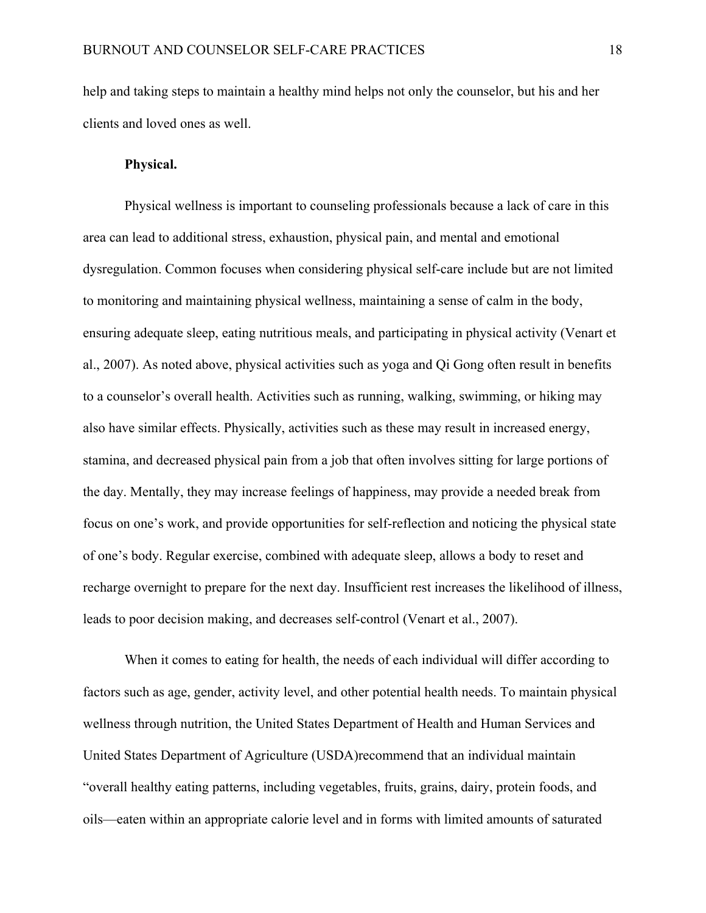help and taking steps to maintain a healthy mind helps not only the counselor, but his and her clients and loved ones as well.

**Physical.**

Physical wellness is important to counseling professionals because a lack of care in this area can lead to additional stress, exhaustion, physical pain, and mental and emotional dysregulation. Common focuses when considering physical self-care include but are not limited to monitoring and maintaining physical wellness, maintaining a sense of calm in the body, ensuring adequate sleep, eating nutritious meals, and participating in physical activity (Venart et al., 2007). As noted above, physical activities such as yoga and Qi Gong often result in benefits to a counselor's overall health. Activities such as running, walking, swimming, or hiking may also have similar effects. Physically, activities such as these may result in increased energy, stamina, and decreased physical pain from a job that often involves sitting for large portions of the day. Mentally, they may increase feelings of happiness, may provide a needed break from focus on one's work, and provide opportunities for self-reflection and noticing the physical state of one's body. Regular exercise, combined with adequate sleep, allows a body to reset and recharge overnight to prepare for the next day. Insufficient rest increases the likelihood of illness, leads to poor decision making, and decreases self-control (Venart et al., 2007).

When it comes to eating for health, the needs of each individual will differ according to factors such as age, gender, activity level, and other potential health needs. To maintain physical wellness through nutrition, the United States Department of Health and Human Services and United States Department of Agriculture (USDA)recommend that an individual maintain "overall healthy eating patterns, including vegetables, fruits, grains, dairy, protein foods, and oils—eaten within an appropriate calorie level and in forms with limited amounts of saturated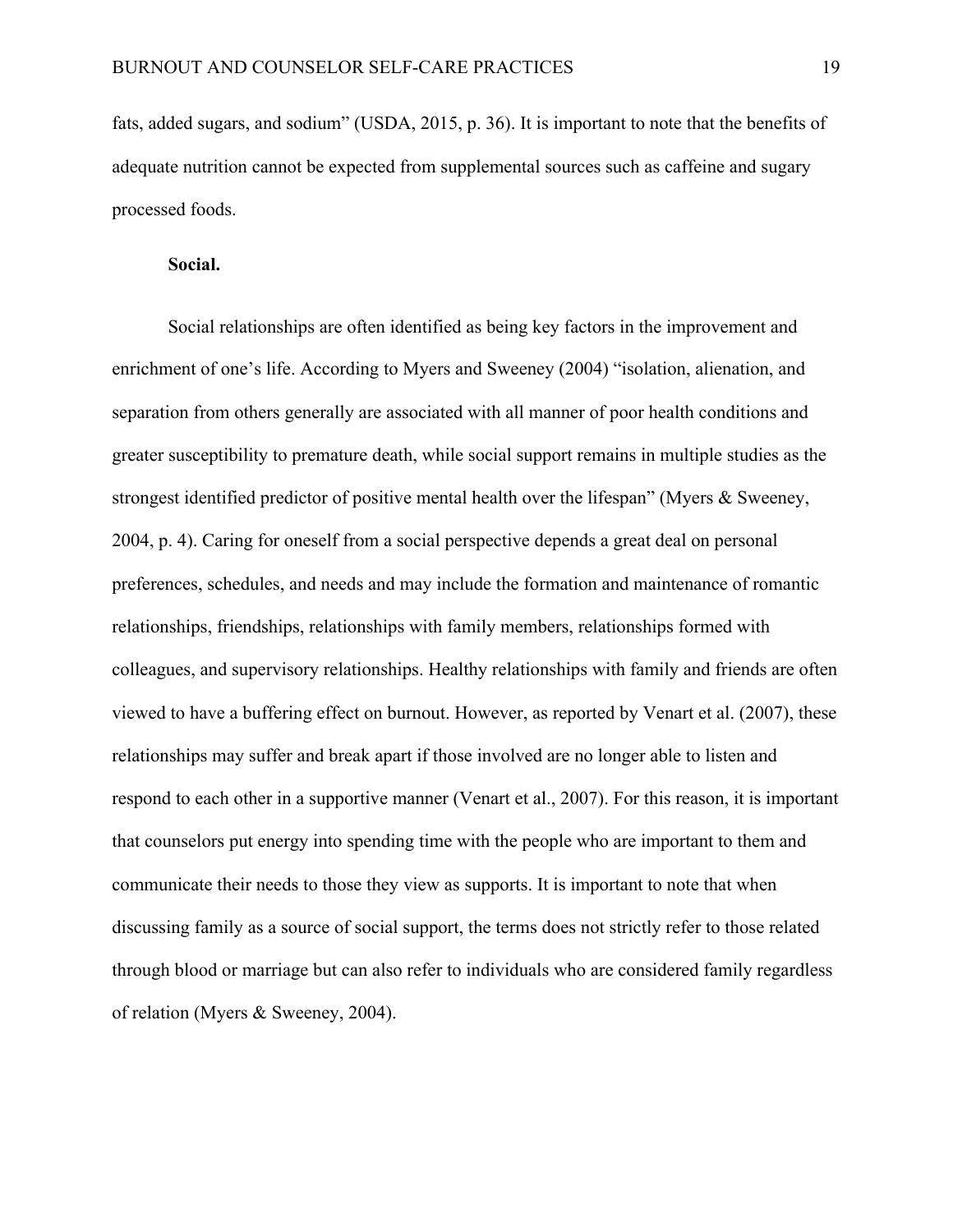fats, added sugars, and sodium" (USDA, 2015, p. 36). It is important to note that the benefits of adequate nutrition cannot be expected from supplemental sources such as caffeine and sugary processed foods.

**Social.**

Social relationships are often identified as being key factors in the improvement and enrichment of one's life. According to Myers and Sweeney (2004) "isolation, alienation, and separation from others generally are associated with all manner of poor health conditions and greater susceptibility to premature death, while social support remains in multiple studies as the strongest identified predictor of positive mental health over the lifespan" (Myers & Sweeney, 2004, p. 4). Caring for oneself from a social perspective depends a great deal on personal preferences, schedules, and needs and may include the formation and maintenance of romantic relationships, friendships, relationships with family members, relationships formed with colleagues, and supervisory relationships. Healthy relationships with family and friends are often viewed to have a buffering effect on burnout. However, as reported by Venart et al. (2007), these relationships may suffer and break apart if those involved are no longer able to listen and respond to each other in a supportive manner (Venart et al., 2007). For this reason, it is important that counselors put energy into spending time with the people who are important to them and communicate their needs to those they view as supports. It is important to note that when discussing family as a source of social support, the terms does not strictly refer to those related through blood or marriage but can also refer to individuals who are considered family regardless of relation (Myers & Sweeney, 2004).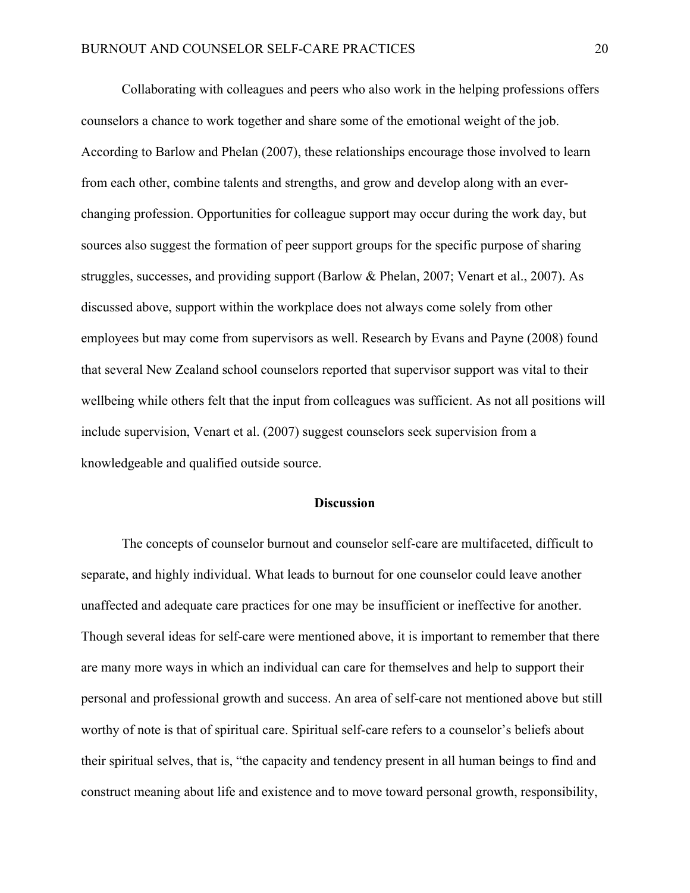Collaborating with colleagues and peers who also work in the helping professions offers counselors a chance to work together and share some of the emotional weight of the job. According to Barlow and Phelan (2007), these relationships encourage those involved to learn from each other, combine talents and strengths, and grow and develop along with an ever-changing profession. Opportunities for colleague support may occur during the work day, but sources also suggest the formation of peer support groups for the specific purpose of sharing struggles, successes, and providing support (Barlow & Phelan, 2007; Venart et al., 2007). As discussed above, support within the workplace does not always come solely from other employees but may come from supervisors as well. Research by Evans and Payne (2008) found that several New Zealand school counselors reported that supervisor support was vital to their wellbeing while others felt that the input from colleagues was sufficient. As not all positions will include supervision, Venart et al. (2007) suggest counselors seek supervision from a knowledgeable and qualified outside source.

## Discussion

The concepts of counselor burnout and counselor self-care are multifaceted, difficult to separate, and highly individual. What leads to burnout for one counselor could leave another unaffected and adequate care practices for one may be insufficient or ineffective for another. Though several ideas for self-care were mentioned above, it is important to remember that there are many more ways in which an individual can care for themselves and help to support their personal and professional growth and success. An area of self-care not mentioned above but still worthy of note is that of spiritual care. Spiritual self-care refers to a counselor's beliefs about their spiritual selves, that is, "the capacity and tendency present in all human beings to find and construct meaning about life and existence and to move toward personal growth, responsibility,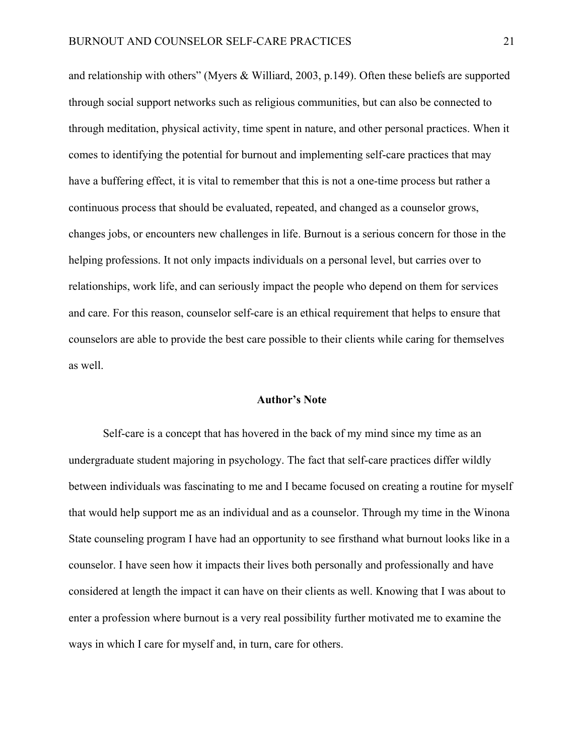and relationship with others" (Myers & Williard, 2003, p.149). Often these beliefs are supported through social support networks such as religious communities, but can also be connected to through meditation, physical activity, time spent in nature, and other personal practices. When it comes to identifying the potential for burnout and implementing self-care practices that may have a buffering effect, it is vital to remember that this is not a one-time process but rather a continuous process that should be evaluated, repeated, and changed as a counselor grows, changes jobs, or encounters new challenges in life. Burnout is a serious concern for those in the helping professions. It not only impacts individuals on a personal level, but carries over to relationships, work life, and can seriously impact the people who depend on them for services and care. For this reason, counselor self-care is an ethical requirement that helps to ensure that counselors are able to provide the best care possible to their clients while caring for themselves as well.

## Author's Note

Self-care is a concept that has hovered in the back of my mind since my time as an undergraduate student majoring in psychology. The fact that self-care practices differ wildly between individuals was fascinating to me and I became focused on creating a routine for myself that would help support me as an individual and as a counselor. Through my time in the Winona State counseling program I have had an opportunity to see firsthand what burnout looks like in a counselor. I have seen how it impacts their lives both personally and professionally and have considered at length the impact it can have on their clients as well. Knowing that I was about to enter a profession where burnout is a very real possibility further motivated me to examine the ways in which I care for myself and, in turn, care for others.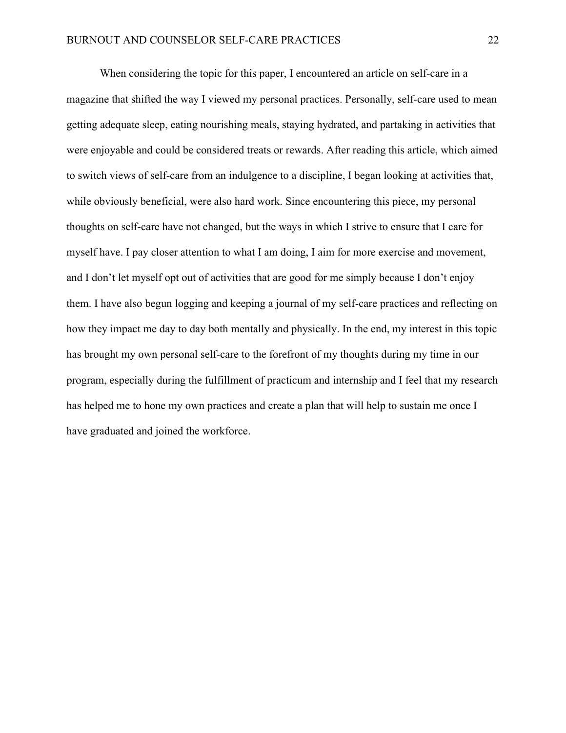When considering the topic for this paper, I encountered an article on self-care in a magazine that shifted the way I viewed my personal practices. Personally, self-care used to mean getting adequate sleep, eating nourishing meals, staying hydrated, and partaking in activities that were enjoyable and could be considered treats or rewards. After reading this article, which aimed to switch views of self-care from an indulgence to a discipline, I began looking at activities that, while obviously beneficial, were also hard work. Since encountering this piece, my personal thoughts on self-care have not changed, but the ways in which I strive to ensure that I care for myself have. I pay closer attention to what I am doing, I aim for more exercise and movement, and I don't let myself opt out of activities that are good for me simply because I don't enjoy them. I have also begun logging and keeping a journal of my self-care practices and reflecting on how they impact me day to day both mentally and physically. In the end, my interest in this topic has brought my own personal self-care to the forefront of my thoughts during my time in our program, especially during the fulfillment of practicum and internship and I feel that my research has helped me to hone my own practices and create a plan that will help to sustain me once I have graduated and joined the workforce.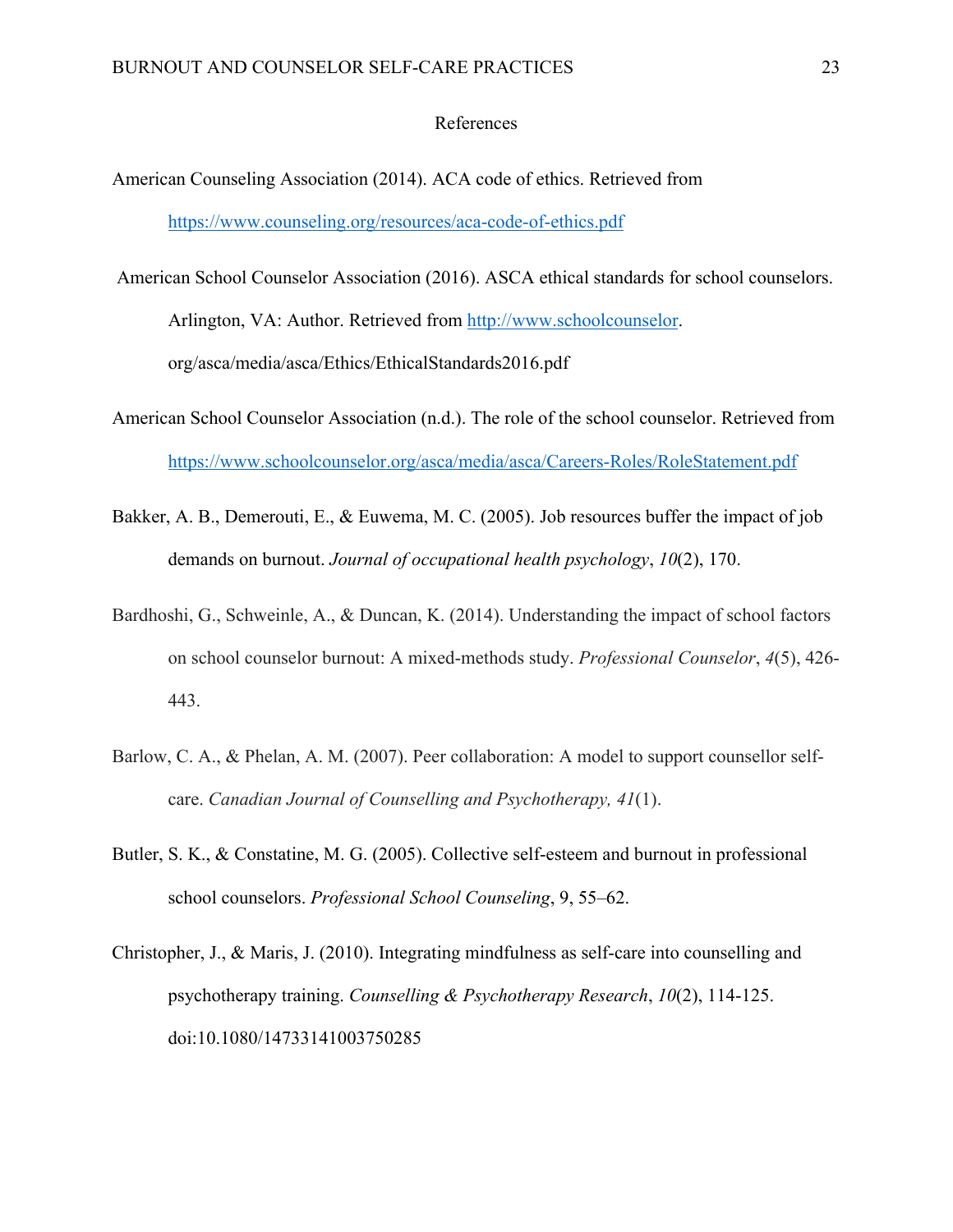# References

American Counseling Association (2014). ACA code of ethics. Retrieved from https://www.counseling.org/resources/aca-code-of-ethics.pdf

American School Counselor Association (2016). ASCA ethical standards for school counselors. Arlington, VA: Author. Retrieved from http://www.schoolcounselor. org/asca/media/asca/Ethics/EthicalStandards2016.pdf

American School Counselor Association (n.d.). The role of the school counselor. Retrieved from https://www.schoolcounselor.org/asca/media/asca/Careers-Roles/RoleStatement.pdf

Bakker, A. B., Demerouti, E., & Euwema, M. C. (2005). Job resources buffer the impact of job demands on burnout. *Journal of occupational health psychology*, *10*(2), 170.

Bardhoshi, G., Schweinle, A., & Duncan, K. (2014). Understanding the impact of school factors on school counselor burnout: A mixed-methods study. *Professional Counselor*, *4*(5), 426-443.

Barlow, C. A., & Phelan, A. M. (2007). Peer collaboration: A model to support counsellor self-care. *Canadian Journal of Counselling and Psychotherapy, 41*(1).

Butler, S. K., & Constatine, M. G. (2005). Collective self-esteem and burnout in professional school counselors. *Professional School Counseling*, 9, 55–62.

Christopher, J., & Maris, J. (2010). Integrating mindfulness as self-care into counselling and psychotherapy training. *Counselling & Psychotherapy Research*, *10*(2), 114-125. doi:10.1080/14733141003750285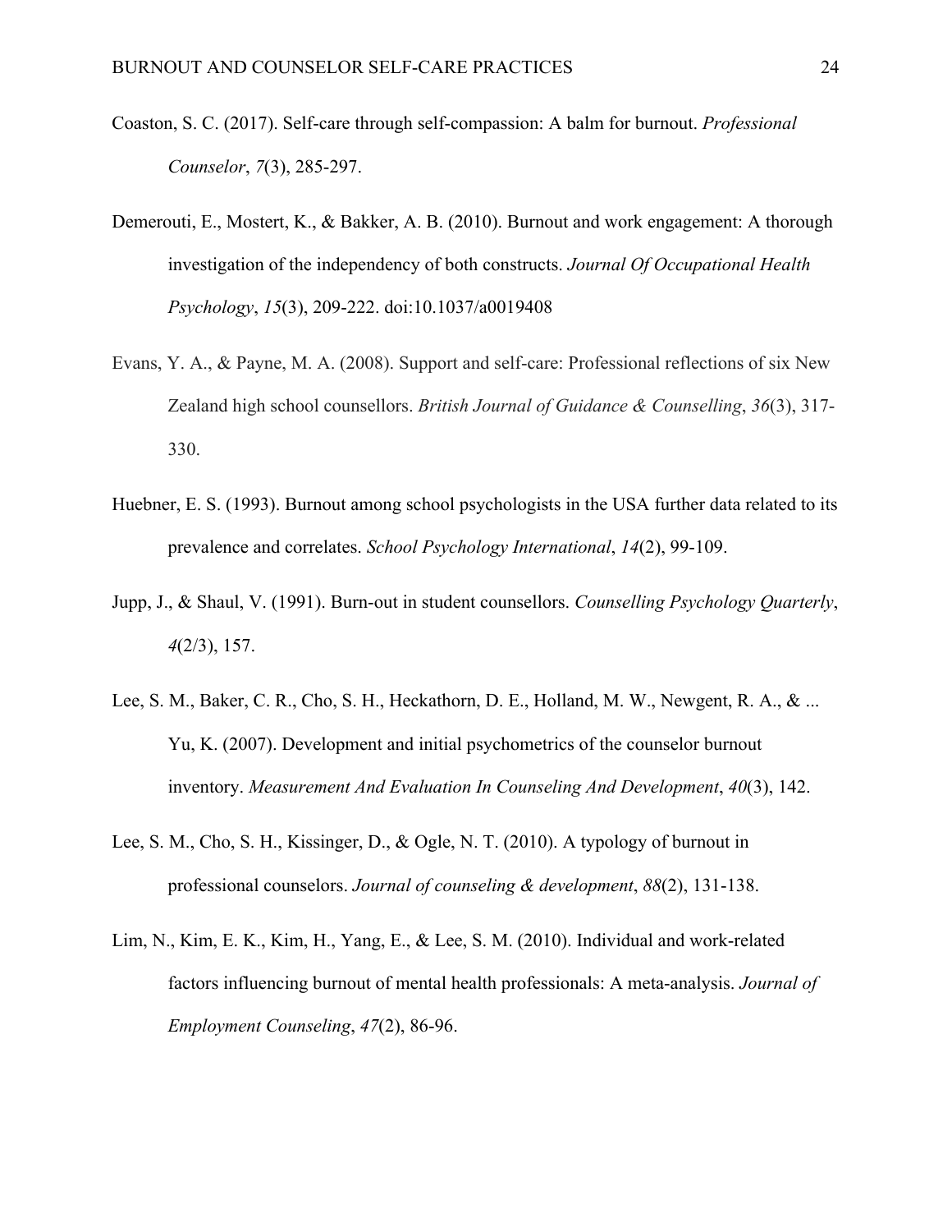Coaston, S. C. (2017). Self-care through self-compassion: A balm for burnout. *Professional Counselor*, *7*(3), 285-297.

Demerouti, E., Mostert, K., & Bakker, A. B. (2010). Burnout and work engagement: A thorough investigation of the independency of both constructs. *Journal Of Occupational Health Psychology*, *15*(3), 209-222. doi:10.1037/a0019408

Evans, Y. A., & Payne, M. A. (2008). Support and self-care: Professional reflections of six New Zealand high school counsellors. *British Journal of Guidance & Counselling*, *36*(3), 317-330.

Huebner, E. S. (1993). Burnout among school psychologists in the USA further data related to its prevalence and correlates. *School Psychology International*, *14*(2), 99-109.

Jupp, J., & Shaul, V. (1991). Burn-out in student counsellors. *Counselling Psychology Quarterly*, *4*(2/3), 157.

Lee, S. M., Baker, C. R., Cho, S. H., Heckathorn, D. E., Holland, M. W., Newgent, R. A., & ... Yu, K. (2007). Development and initial psychometrics of the counselor burnout inventory. *Measurement And Evaluation In Counseling And Development*, *40*(3), 142.

Lee, S. M., Cho, S. H., Kissinger, D., & Ogle, N. T. (2010). A typology of burnout in professional counselors. *Journal of counseling & development*, *88*(2), 131-138.

Lim, N., Kim, E. K., Kim, H., Yang, E., & Lee, S. M. (2010). Individual and work-related factors influencing burnout of mental health professionals: A meta-analysis. *Journal of Employment Counseling*, *47*(2), 86-96.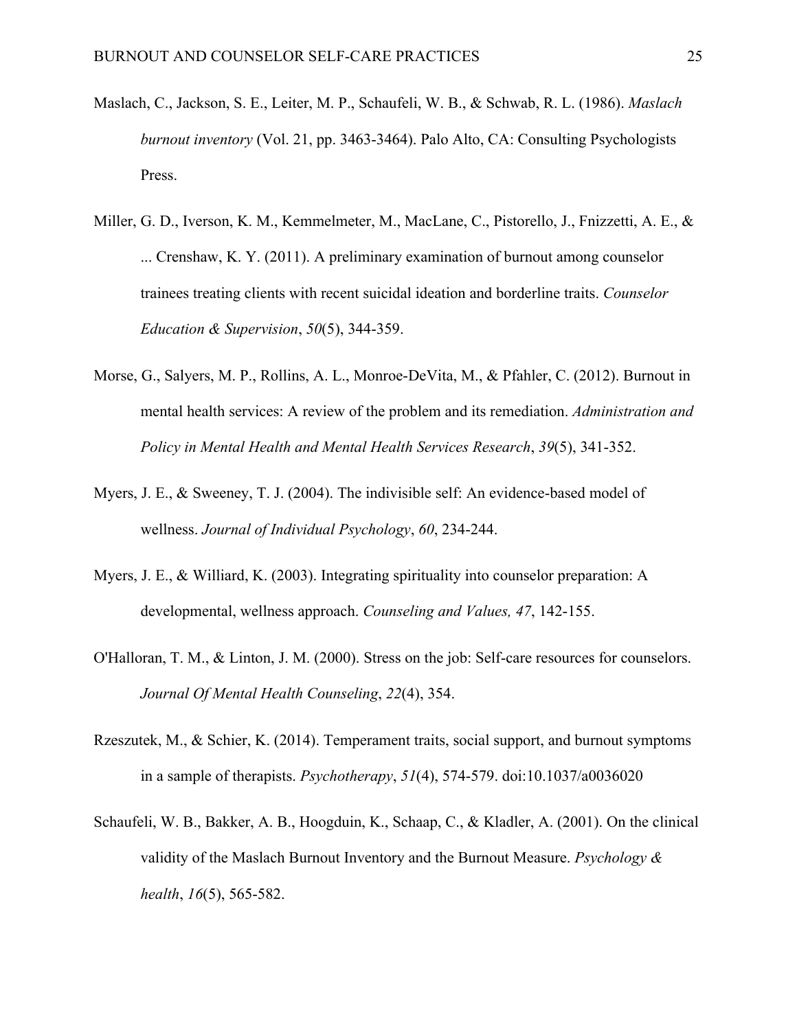Maslach, C., Jackson, S. E., Leiter, M. P., Schaufeli, W. B., & Schwab, R. L. (1986). *Maslach burnout inventory* (Vol. 21, pp. 3463-3464). Palo Alto, CA: Consulting Psychologists Press.

Miller, G. D., Iverson, K. M., Kemmelmeter, M., MacLane, C., Pistorello, J., Fnizzetti, A. E., & ... Crenshaw, K. Y. (2011). A preliminary examination of burnout among counselor trainees treating clients with recent suicidal ideation and borderline traits. *Counselor Education & Supervision*, *50*(5), 344-359.

Morse, G., Salyers, M. P., Rollins, A. L., Monroe-DeVita, M., & Pfahler, C. (2012). Burnout in mental health services: A review of the problem and its remediation. *Administration and Policy in Mental Health and Mental Health Services Research*, *39*(5), 341-352.

Myers, J. E., & Sweeney, T. J. (2004). The indivisible self: An evidence-based model of wellness. *Journal of Individual Psychology*, *60*, 234-244.

Myers, J. E., & Williard, K. (2003). Integrating spirituality into counselor preparation: A developmental, wellness approach. *Counseling and Values, 47*, 142-155.

O'Halloran, T. M., & Linton, J. M. (2000). Stress on the job: Self-care resources for counselors. *Journal Of Mental Health Counseling*, *22*(4), 354.

Rzeszutek, M., & Schier, K. (2014). Temperament traits, social support, and burnout symptoms in a sample of therapists. *Psychotherapy*, *51*(4), 574-579. doi:10.1037/a0036020

Schaufeli, W. B., Bakker, A. B., Hoogduin, K., Schaap, C., & Kladler, A. (2001). On the clinical validity of the Maslach Burnout Inventory and the Burnout Measure. *Psychology & health*, *16*(5), 565-582.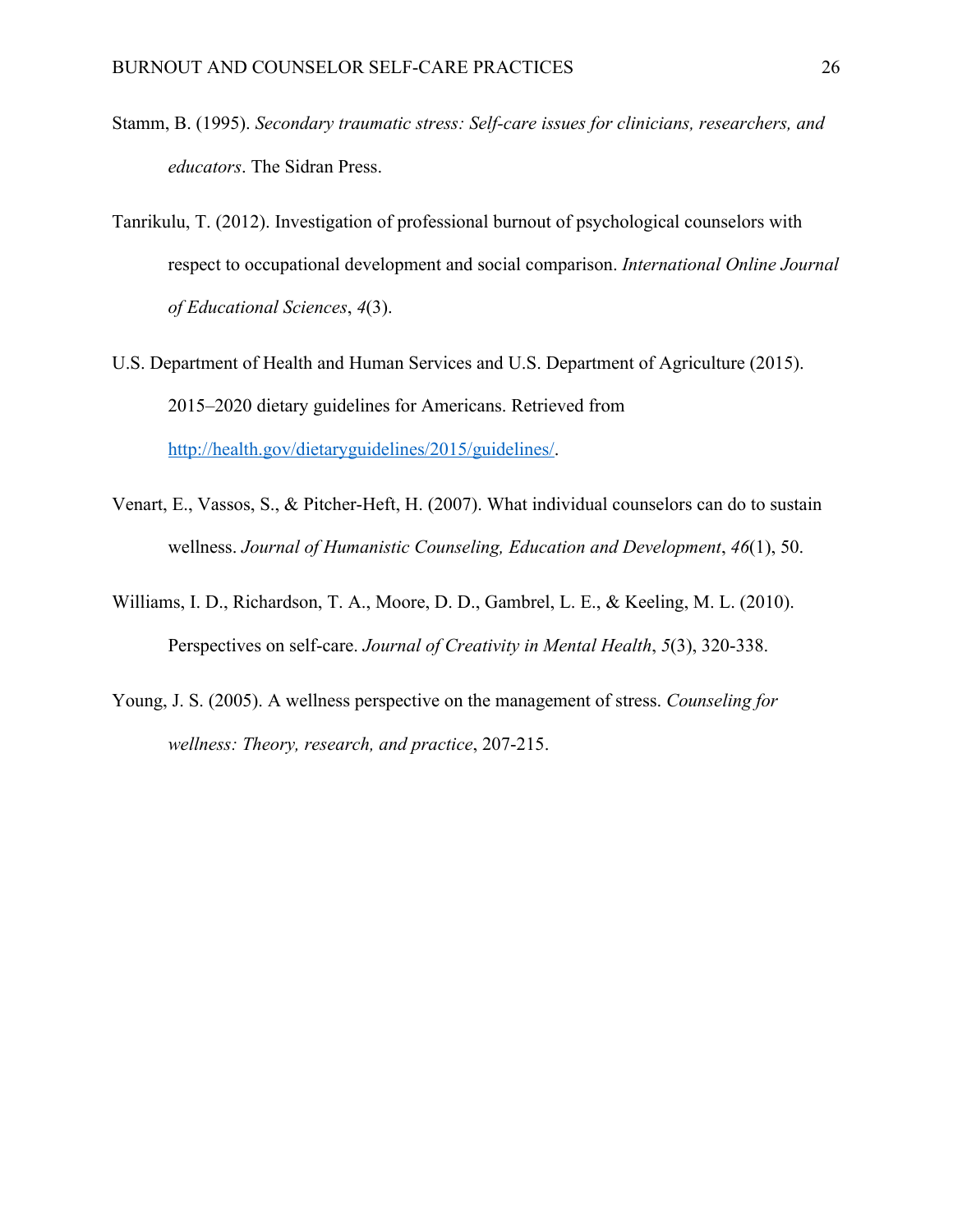Stamm, B. (1995). *Secondary traumatic stress: Self-care issues for clinicians, researchers, and educators*. The Sidran Press.

Tanrikulu, T. (2012). Investigation of professional burnout of psychological counselors with respect to occupational development and social comparison. *International Online Journal of Educational Sciences*, *4*(3).

U.S. Department of Health and Human Services and U.S. Department of Agriculture (2015). 2015–2020 dietary guidelines for Americans. Retrieved from http://health.gov/dietaryguidelines/2015/guidelines/.

Venart, E., Vassos, S., & Pitcher-Heft, H. (2007). What individual counselors can do to sustain wellness. *Journal of Humanistic Counseling, Education and Development*, *46*(1), 50.

Williams, I. D., Richardson, T. A., Moore, D. D., Gambrel, L. E., & Keeling, M. L. (2010). Perspectives on self-care. *Journal of Creativity in Mental Health*, *5*(3), 320-338.

Young, J. S. (2005). A wellness perspective on the management of stress. *Counseling for wellness: Theory, research, and practice*, 207-215.